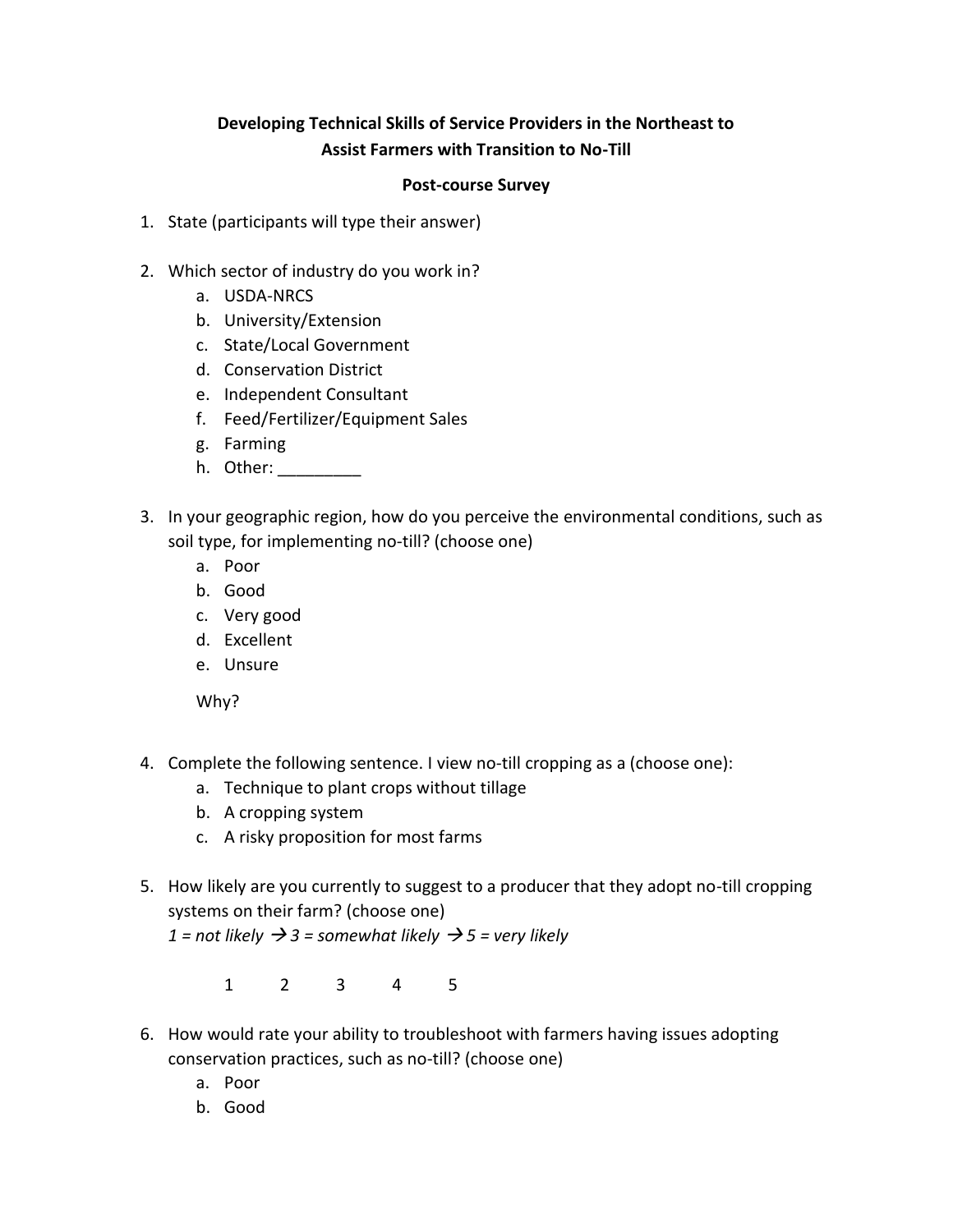**Developing Technical Skills of Service Providers in the Northeast to Assist Farmers with Transition to No-Till**

**Post-course Survey**

1. State (participants will type their answer)

2. Which sector of industry do you work in?
   a. USDA-NRCS
   b. University/Extension
   c. State/Local Government
   d. Conservation District
   e. Independent Consultant
   f. Feed/Fertilizer/Equipment Sales
   g. Farming
   h. Other: _________

3. In your geographic region, how do you perceive the environmental conditions, such as soil type, for implementing no-till? (choose one)
   a. Poor
   b. Good
   c. Very good
   d. Excellent
   e. Unsure

   Why?

4. Complete the following sentence. I view no-till cropping as a (choose one):
   a. Technique to plant crops without tillage
   b. A cropping system
   c. A risky proposition for most farms

5. How likely are you currently to suggest to a producer that they adopt no-till cropping systems on their farm? (choose one)
   *1 = not likely → 3 = somewhat likely → 5 = very likely*

   1 2 3 4 5

6. How would rate your ability to troubleshoot with farmers having issues adopting conservation practices, such as no-till? (choose one)
   a. Poor
   b. Good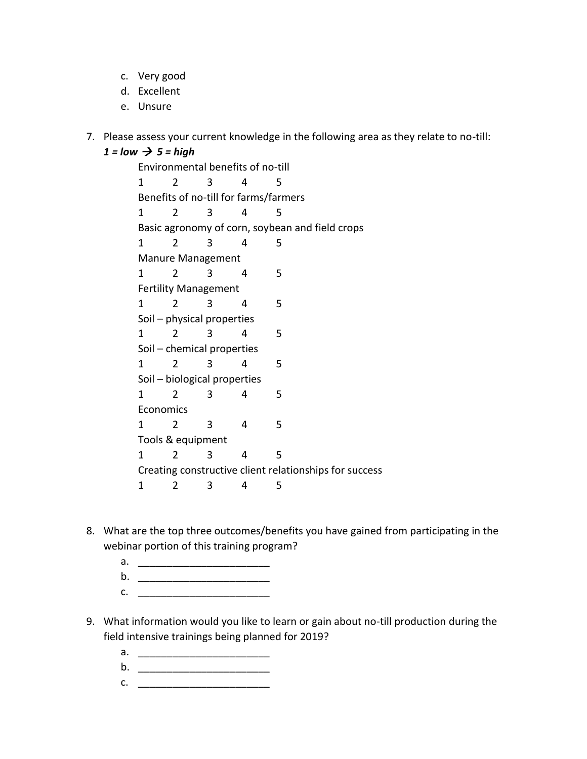c. Very good
d. Excellent
e. Unsure

7. Please assess your current knowledge in the following area as they relate to no-till:
   ***1 = low → 5 = high***

   Environmental benefits of no-till
   1 2 3 4 5
   Benefits of no-till for farms/farmers
   1 2 3 4 5
   Basic agronomy of corn, soybean and field crops
   1 2 3 4 5
   Manure Management
   1 2 3 4 5
   Fertility Management
   1 2 3 4 5
   Soil – physical properties
   1 2 3 4 5
   Soil – chemical properties
   1 2 3 4 5
   Soil – biological properties
   1 2 3 4 5
   Economics
   1 2 3 4 5
   Tools & equipment
   1 2 3 4 5
   Creating constructive client relationships for success
   1 2 3 4 5

8. What are the top three outcomes/benefits you have gained from participating in the webinar portion of this training program?
   a. _______________________
   b. _______________________
   c. _______________________

9. What information would you like to learn or gain about no-till production during the field intensive trainings being planned for 2019?
   a. _______________________
   b. _______________________
   c. _______________________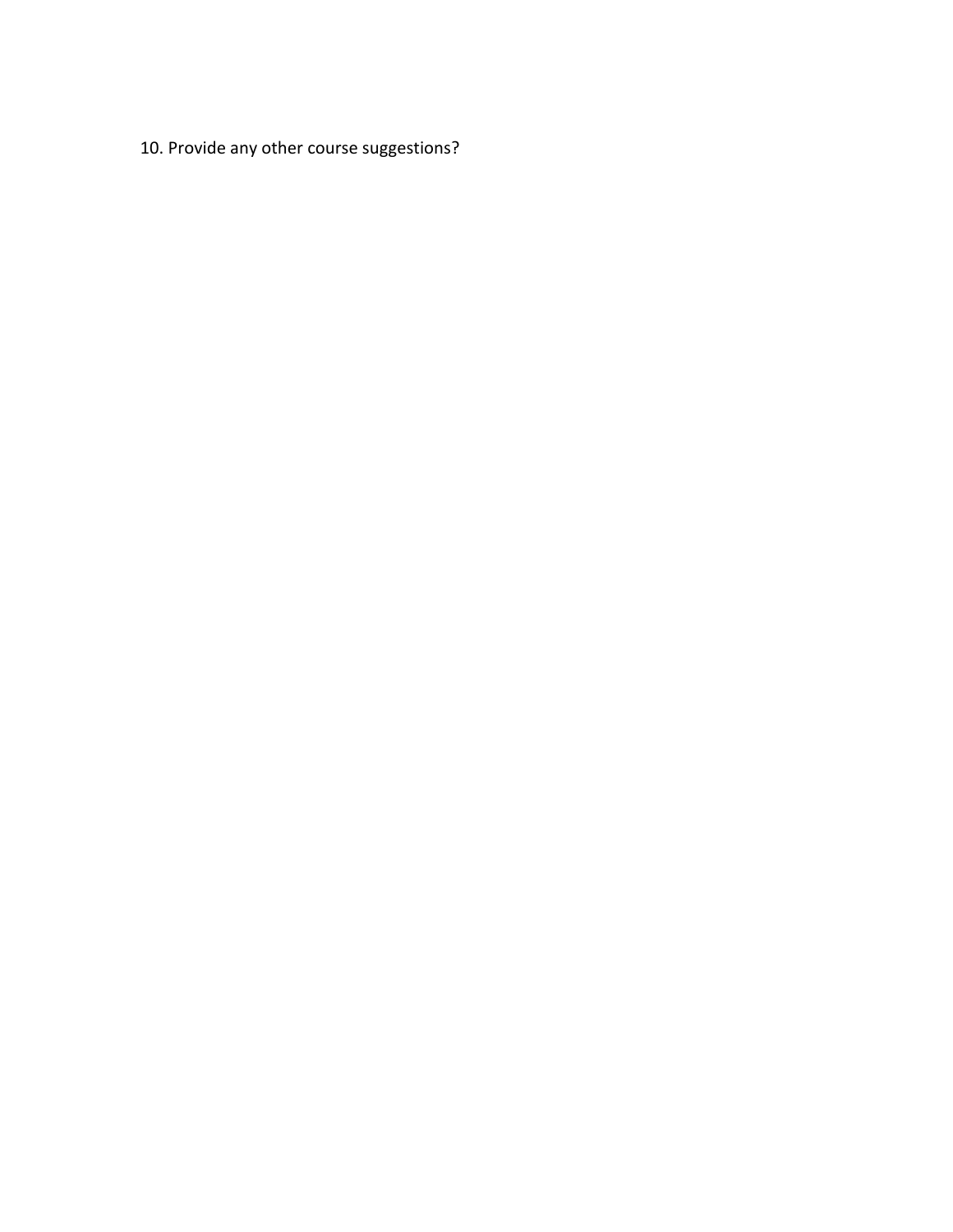10. Provide any other course suggestions?